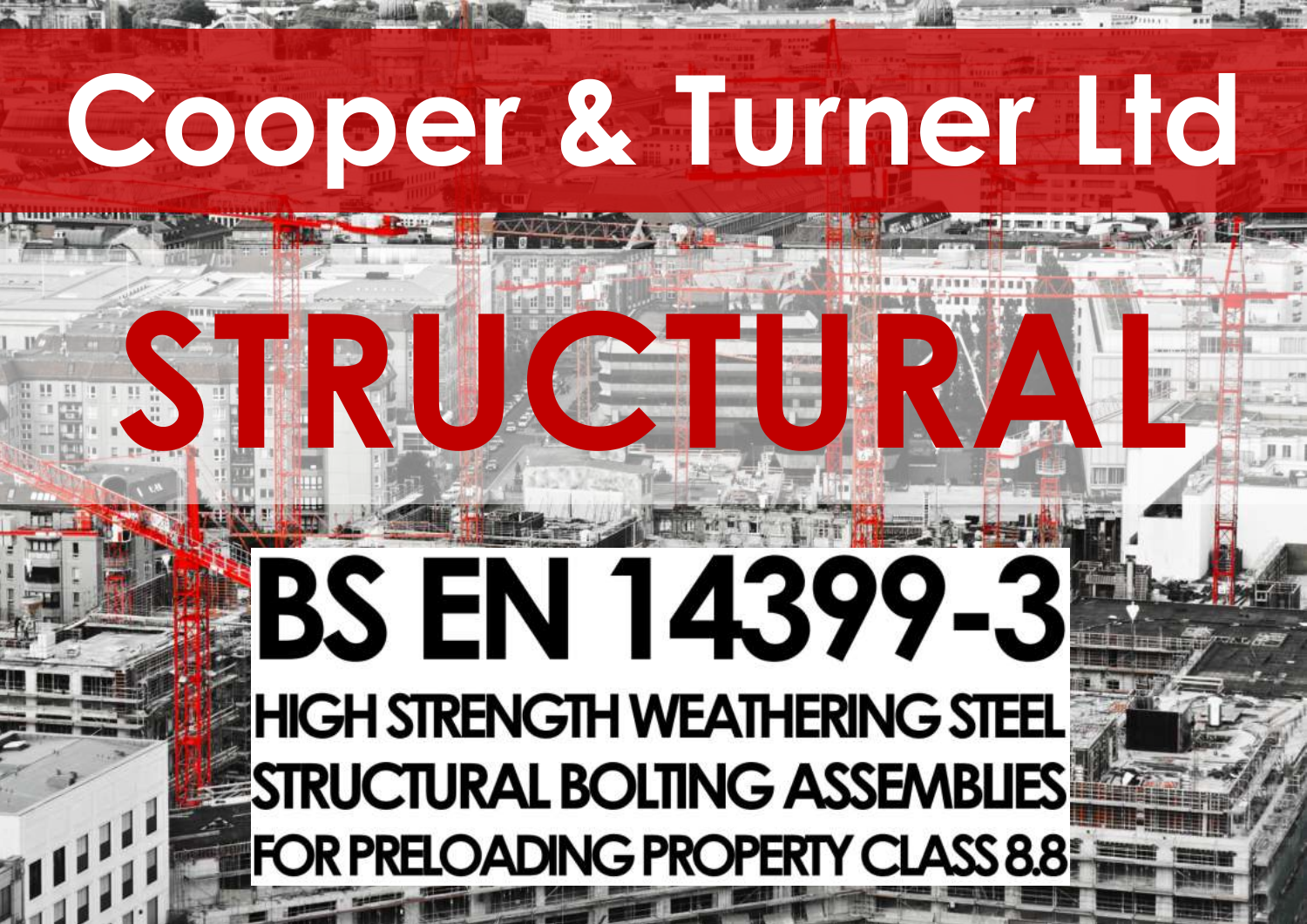# Cooper & Turner Ltd

# STRUCTURAL

## BS EN 14399-3

**HIGH STRENGTH WEATHERING STEEL STRUCTURAL BOLTING ASSEMBLIES FOR PRELOADING PROPERTY CLASS 8.8**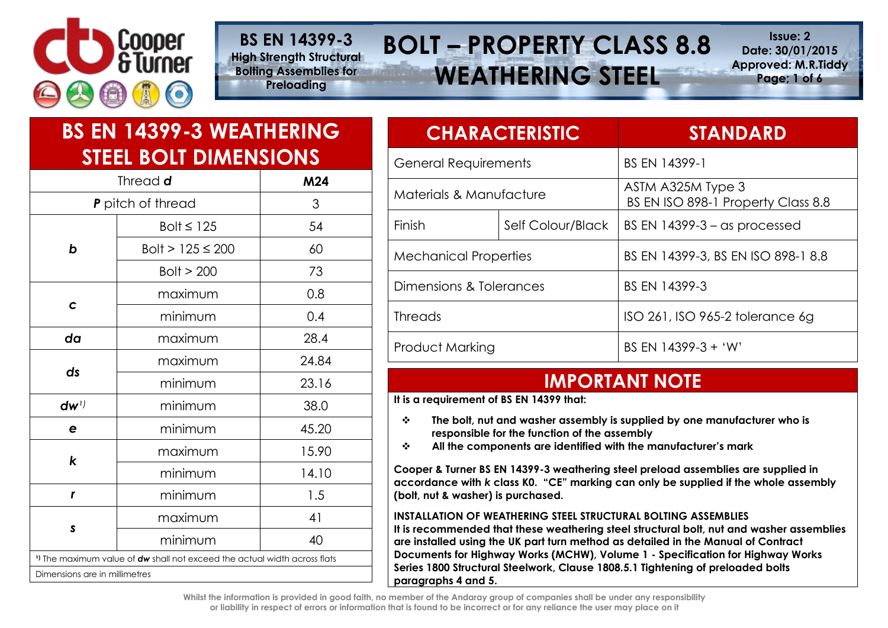# BS EN 14399-3 High Strength Structural Bolting Assemblies for Preloading

# BOLT – PROPERTY CLASS 8.8 WEATHERING STEEL

Issue: 2
Date: 30/01/2015
Approved: M.R.Tiddy

## BS EN 14399-3 WEATHERING STEEL BOLT DIMENSIONS

| Thread ***d*** | | **M24** |
|---|---|---|
| ***P*** pitch of thread | | 3 |
| ***b*** | Bolt ≤ 125 | 54 |
| | Bolt > 125 ≤ 200 | 60 |
| | Bolt > 200 | 73 |
| ***c*** | maximum | 0.8 |
| | minimum | 0.4 |
| ***da*** | maximum | 28.4 |
| ***ds*** | maximum | 24.84 |
| | minimum | 23.16 |
| ***dw***[1)] | minimum | 38.0 |
| ***e*** | minimum | 45.20 |
| ***k*** | maximum | 15.90 |
| | minimum | 14.10 |
| ***r*** | minimum | 1.5 |
| ***s*** | maximum | 41 |
| | minimum | 40 |

[1)] The maximum value of ***dw*** shall not exceed the actual width across flats

Dimensions are in millimetres

| CHARACTERISTIC | | STANDARD |
|---|---|---|
| General Requirements | | BS EN 14399-1 |
| Materials & Manufacture | | ASTM A325M Type 3<br>BS EN ISO 898-1 Property Class 8.8 |
| Finish | Self Colour/Black | BS EN 14399-3 – as processed |
| Mechanical Properties | | BS EN 14399-3, BS EN ISO 898-1 8.8 |
| Dimensions & Tolerances | | BS EN 14399-3 |
| Threads | | ISO 261, ISO 965-2 tolerance 6g |
| Product Marking | | BS EN 14399-3 + 'W' |

## IMPORTANT NOTE

**It is a requirement of BS EN 14399 that:**

- **The bolt, nut and washer assembly is supplied by one manufacturer who is responsible for the function of the assembly**
- **All the components are identified with the manufacturer's mark**

**Cooper & Turner BS EN 14399-3 weathering steel preload assemblies are supplied in accordance with *k* class K0. "CE" marking can only be supplied if the whole assembly (bolt, nut & washer) is purchased.**

**INSTALLATION OF WEATHERING STEEL STRUCTURAL BOLTING ASSEMBLIES**
**It is recommended that these weathering steel structural bolt, nut and washer assemblies are installed using the UK part turn method as detailed in the Manual of Contract Documents for Highway Works (MCHW), Volume 1 - Specification for Highway Works Series 1800 Structural Steelwork, Clause 1808.5.1 Tightening of preloaded bolts paragraphs 4 and 5.**

Whilst the information is provided in good faith, no member of the Andaray group of companies shall be under any responsibility or liability in respect of errors or information that is found to be incorrect or for any reliance the user may place on it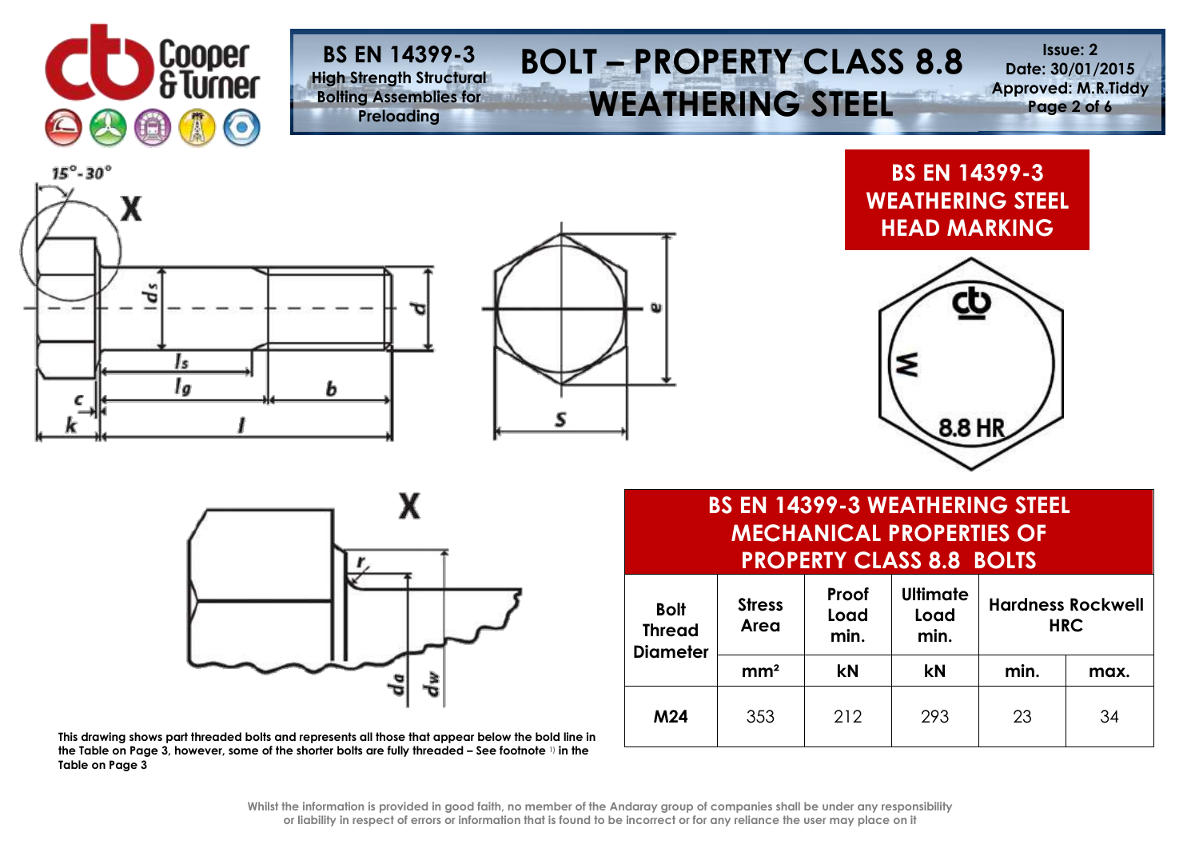# BS EN 14399-3 High Strength Structural Bolting Assemblies for Preloading

# BOLT – PROPERTY CLASS 8.8 WEATHERING STEEL

Issue: 2
Date: 30/01/2015
Approved: M.R.Tiddy

## BS EN 14399-3 WEATHERING STEEL HEAD MARKING

## BS EN 14399-3 WEATHERING STEEL MECHANICAL PROPERTIES OF PROPERTY CLASS 8.8 BOLTS

| Bolt Thread Diameter | Stress Area | Proof Load min. | Ultimate Load min. | Hardness Rockwell HRC | |
|---|---|---|---|---|---|
| | mm² | kN | kN | min. | max. |
| **M24** | 353 | 212 | 293 | 23 | 34 |

**This drawing shows part threaded bolts and represents all those that appear below the bold line in the Table on Page 3, however, some of the shorter bolts are fully threaded – See footnote [1] in the Table on Page 3**

Whilst the information is provided in good faith, no member of the Andaray group of companies shall be under any responsibility or liability in respect of errors or information that is found to be incorrect or for any reliance the user may place on it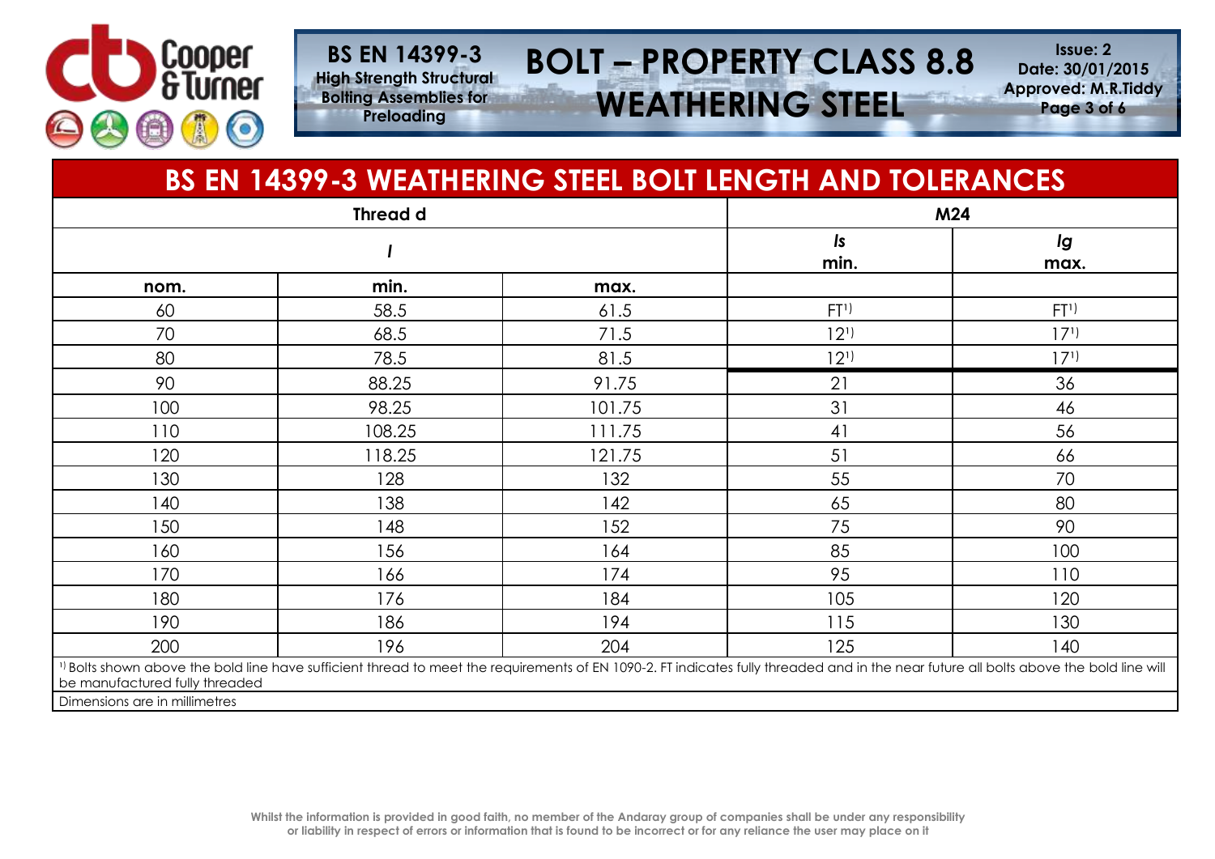# BS EN 14399-3 WEATHERING STEEL BOLT LENGTH AND TOLERANCES

| Thread d | | | M24 | |
|---|---|---|---|---|
| *l* | | | *ls* min. | *lg* max. |
| nom. | min. | max. | | |
| 60 | 58.5 | 61.5 | FT[1)] | FT[1)] |
| 70 | 68.5 | 71.5 | 12[1)] | 17[1)] |
| 80 | 78.5 | 81.5 | 12[1)] | 17[1)] |
| 90 | 88.25 | 91.75 | 21 | 36 |
| 100 | 98.25 | 101.75 | 31 | 46 |
| 110 | 108.25 | 111.75 | 41 | 56 |
| 120 | 118.25 | 121.75 | 51 | 66 |
| 130 | 128 | 132 | 55 | 70 |
| 140 | 138 | 142 | 65 | 80 |
| 150 | 148 | 152 | 75 | 90 |
| 160 | 156 | 164 | 85 | 100 |
| 170 | 166 | 174 | 95 | 110 |
| 180 | 176 | 184 | 105 | 120 |
| 190 | 186 | 194 | 115 | 130 |
| 200 | 196 | 204 | 125 | 140 |

[1)] Bolts shown above the bold line have sufficient thread to meet the requirements of EN 1090-2. FT indicates fully threaded and in the near future all bolts above the bold line will be manufactured fully threaded

Dimensions are in millimetres

Whilst the information is provided in good faith, no member of the Andaray group of companies shall be under any responsibility or liability in respect of errors or information that is found to be incorrect or for any reliance the user may place on it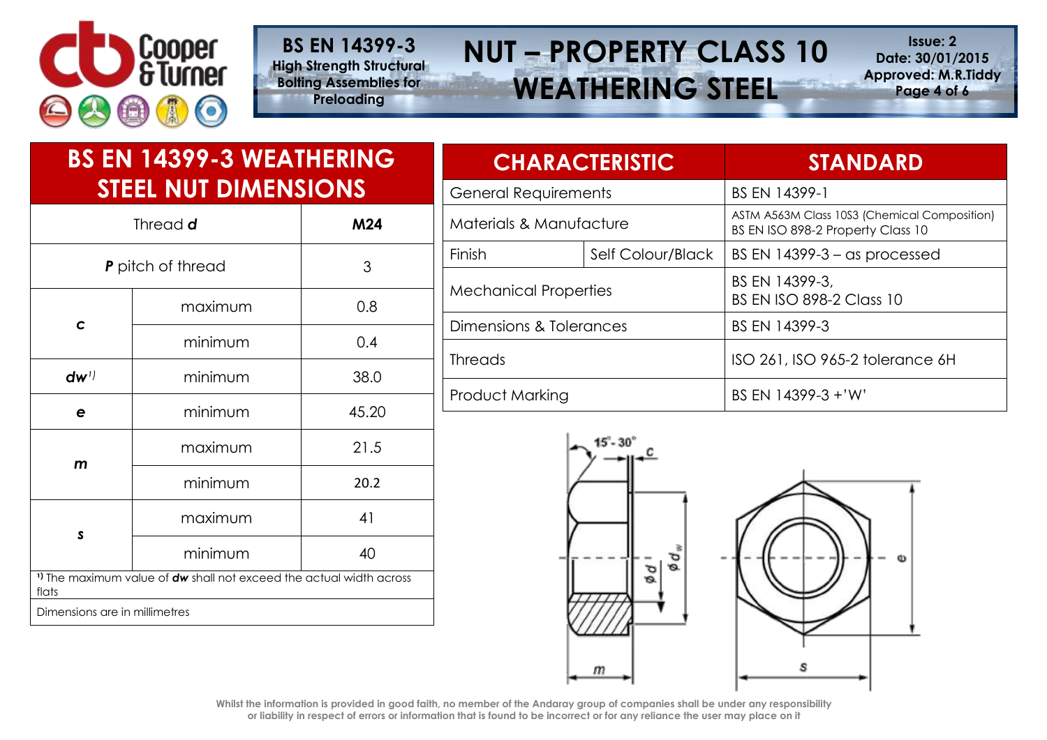# NUT – PROPERTY CLASS 10 WEATHERING STEEL

**BS EN 14399-3**
**High Strength Structural Bolting Assemblies for Preloading**

**Issue: 2**
**Date: 30/01/2015**
**Approved: M.R.Tiddy**

## BS EN 14399-3 WEATHERING STEEL NUT DIMENSIONS

| Thread ***d*** | | **M24** |
|---|---|---|
| ***P*** pitch of thread | | 3 |
| ***c*** | maximum | 0.8 |
| | minimum | 0.4 |
| ***dw***[1)] | minimum | 38.0 |
| ***e*** | minimum | 45.20 |
| ***m*** | maximum | 21.5 |
| | minimum | 20.2 |
| ***s*** | maximum | 41 |
| | minimum | 40 |

[1)] The maximum value of ***dw*** shall not exceed the actual width across flats

Dimensions are in millimetres

| CHARACTERISTIC | | STANDARD |
|---|---|---|
| General Requirements | | BS EN 14399-1 |
| Materials & Manufacture | | ASTM A563M Class 10S3 (Chemical Composition)<br>BS EN ISO 898-2 Property Class 10 |
| Finish | Self Colour/Black | BS EN 14399-3 – as processed |
| Mechanical Properties | | BS EN 14399-3,<br>BS EN ISO 898-2 Class 10 |
| Dimensions & Tolerances | | BS EN 14399-3 |
| Threads | | ISO 261, ISO 965-2 tolerance 6H |
| Product Marking | | BS EN 14399-3 +'W' |

Whilst the information is provided in good faith, no member of the Andaray group of companies shall be under any responsibility or liability in respect of errors or information that is found to be incorrect or for any reliance the user may place on it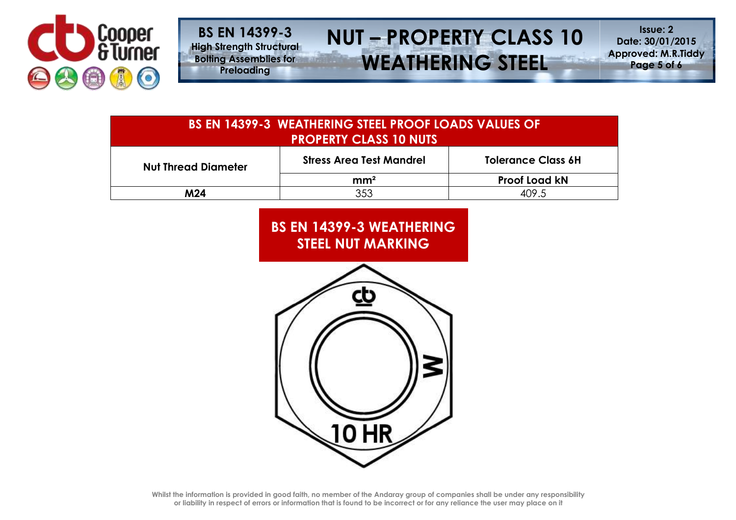## BS EN 14399-3 WEATHERING STEEL PROOF LOADS VALUES OF PROPERTY CLASS 10 NUTS

| Nut Thread Diameter | Stress Area Test Mandrel | Tolerance Class 6H |
|---|---|---|
| | mm² | Proof Load kN |
| **M24** | 353 | 409.5 |

## BS EN 14399-3 WEATHERING STEEL NUT MARKING

Whilst the information is provided in good faith, no member of the Andaray group of companies shall be under any responsibility or liability in respect of errors or information that is found to be incorrect or for any reliance the user may place on it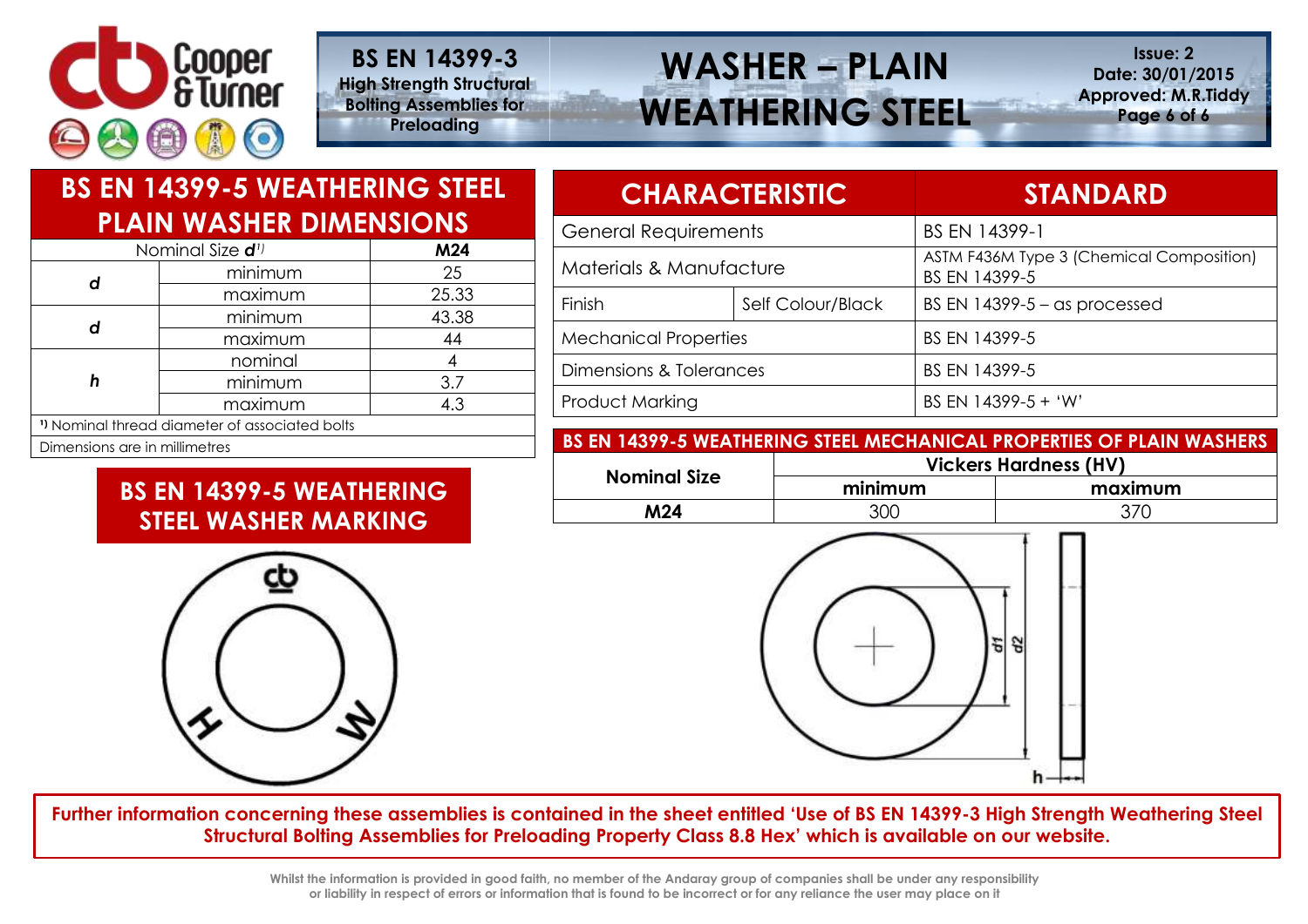# WASHER – PLAIN WEATHERING STEEL

BS EN 14399-3
High Strength Structural Bolting Assemblies for Preloading

Issue: 2
Date: 30/01/2015
Approved: M.R.Tiddy

## BS EN 14399-5 WEATHERING STEEL PLAIN WASHER DIMENSIONS

| Nominal Size *d*[1] | | M24 |
|---|---|---|
| *d* | minimum | 25 |
| | maximum | 25.33 |
| *d* | minimum | 43.38 |
| | maximum | 44 |
| *h* | nominal | 4 |
| | minimum | 3.7 |
| | maximum | 4.3 |

[1] Nominal thread diameter of associated bolts

Dimensions are in millimetres

| CHARACTERISTIC | | STANDARD |
|---|---|---|
| General Requirements | | BS EN 14399-1 |
| Materials & Manufacture | | ASTM F436M Type 3 (Chemical Composition) BS EN 14399-5 |
| Finish | Self Colour/Black | BS EN 14399-5 – as processed |
| Mechanical Properties | | BS EN 14399-5 |
| Dimensions & Tolerances | | BS EN 14399-5 |
| Product Marking | | BS EN 14399-5 + 'W' |

## BS EN 14399-5 WEATHERING STEEL MECHANICAL PROPERTIES OF PLAIN WASHERS

| Nominal Size | Vickers Hardness (HV) | |
|---|---|---|
| | minimum | maximum |
| **M24** | 300 | 370 |

## BS EN 14399-5 WEATHERING STEEL WASHER MARKING

H W

d1 d2 h

**Further information concerning these assemblies is contained in the sheet entitled 'Use of BS EN 14399-3 High Strength Weathering Steel Structural Bolting Assemblies for Preloading Property Class 8.8 Hex' which is available on our website.**

Whilst the information is provided in good faith, no member of the Andaray group of companies shall be under any responsibility or liability in respect of errors or information that is found to be incorrect or for any reliance the user may place on it